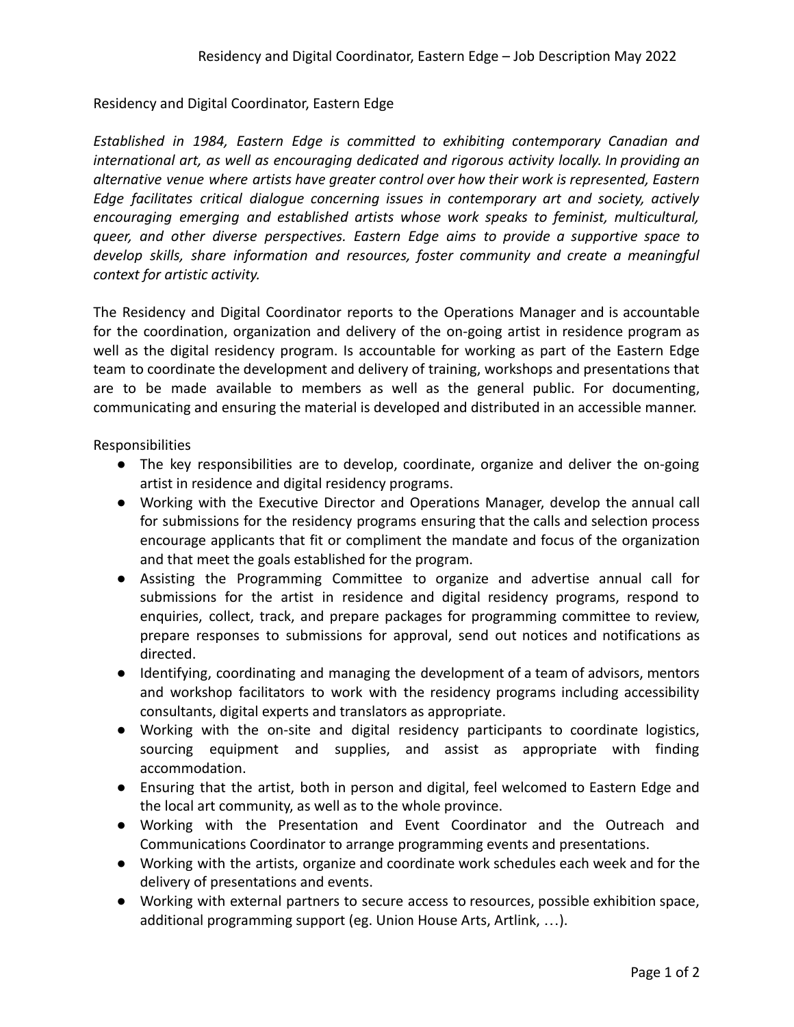# Residency and Digital Coordinator, Eastern Edge

*Established in 1984, Eastern Edge is committed to exhibiting contemporary Canadian and international art, as well as encouraging dedicated and rigorous activity locally. In providing an alternative venue where artists have greater control over how their work is represented, Eastern Edge facilitates critical dialogue concerning issues in contemporary art and society, actively encouraging emerging and established artists whose work speaks to feminist, multicultural, queer, and other diverse perspectives. Eastern Edge aims to provide a supportive space to develop skills, share information and resources, foster community and create a meaningful context for artistic activity.*

The Residency and Digital Coordinator reports to the Operations Manager and is accountable for the coordination, organization and delivery of the on-going artist in residence program as well as the digital residency program. Is accountable for working as part of the Eastern Edge team to coordinate the development and delivery of training, workshops and presentations that are to be made available to members as well as the general public. For documenting, communicating and ensuring the material is developed and distributed in an accessible manner.

## Responsibilities

- The key responsibilities are to develop, coordinate, organize and deliver the on-going artist in residence and digital residency programs.
- Working with the Executive Director and Operations Manager, develop the annual call for submissions for the residency programs ensuring that the calls and selection process encourage applicants that fit or compliment the mandate and focus of the organization and that meet the goals established for the program.
- Assisting the Programming Committee to organize and advertise annual call for submissions for the artist in residence and digital residency programs, respond to enquiries, collect, track, and prepare packages for programming committee to review, prepare responses to submissions for approval, send out notices and notifications as directed.
- Identifying, coordinating and managing the development of a team of advisors, mentors and workshop facilitators to work with the residency programs including accessibility consultants, digital experts and translators as appropriate.
- Working with the on-site and digital residency participants to coordinate logistics, sourcing equipment and supplies, and assist as appropriate with finding accommodation.
- Ensuring that the artist, both in person and digital, feel welcomed to Eastern Edge and the local art community, as well as to the whole province.
- Working with the Presentation and Event Coordinator and the Outreach and Communications Coordinator to arrange programming events and presentations.
- Working with the artists, organize and coordinate work schedules each week and for the delivery of presentations and events.
- Working with external partners to secure access to resources, possible exhibition space, additional programming support (eg. Union House Arts, Artlink, …).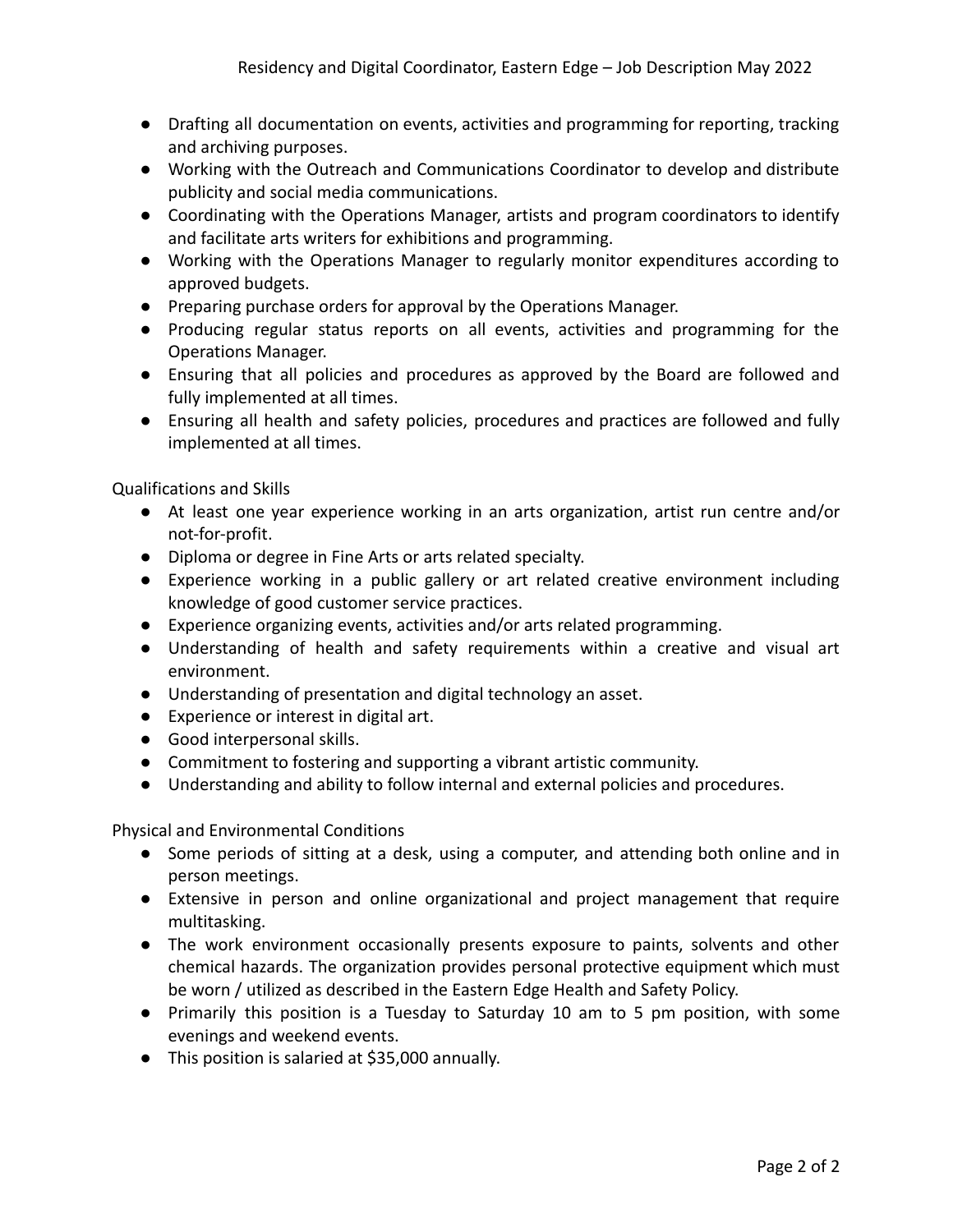- Drafting all documentation on events, activities and programming for reporting, tracking and archiving purposes.
- Working with the Outreach and Communications Coordinator to develop and distribute publicity and social media communications.
- Coordinating with the Operations Manager, artists and program coordinators to identify and facilitate arts writers for exhibitions and programming.
- Working with the Operations Manager to regularly monitor expenditures according to approved budgets.
- Preparing purchase orders for approval by the Operations Manager.
- Producing regular status reports on all events, activities and programming for the Operations Manager.
- Ensuring that all policies and procedures as approved by the Board are followed and fully implemented at all times.
- Ensuring all health and safety policies, procedures and practices are followed and fully implemented at all times.

Qualifications and Skills

- At least one year experience working in an arts organization, artist run centre and/or not-for-profit.
- Diploma or degree in Fine Arts or arts related specialty.
- Experience working in a public gallery or art related creative environment including knowledge of good customer service practices.
- Experience organizing events, activities and/or arts related programming.
- Understanding of health and safety requirements within a creative and visual art environment.
- Understanding of presentation and digital technology an asset.
- Experience or interest in digital art.
- Good interpersonal skills.
- Commitment to fostering and supporting a vibrant artistic community.
- Understanding and ability to follow internal and external policies and procedures.

Physical and Environmental Conditions

- Some periods of sitting at a desk, using a computer, and attending both online and in person meetings.
- Extensive in person and online organizational and project management that require multitasking.
- The work environment occasionally presents exposure to paints, solvents and other chemical hazards. The organization provides personal protective equipment which must be worn / utilized as described in the Eastern Edge Health and Safety Policy.
- Primarily this position is a Tuesday to Saturday 10 am to 5 pm position, with some evenings and weekend events.
- This position is salaried at $35,000 annually.